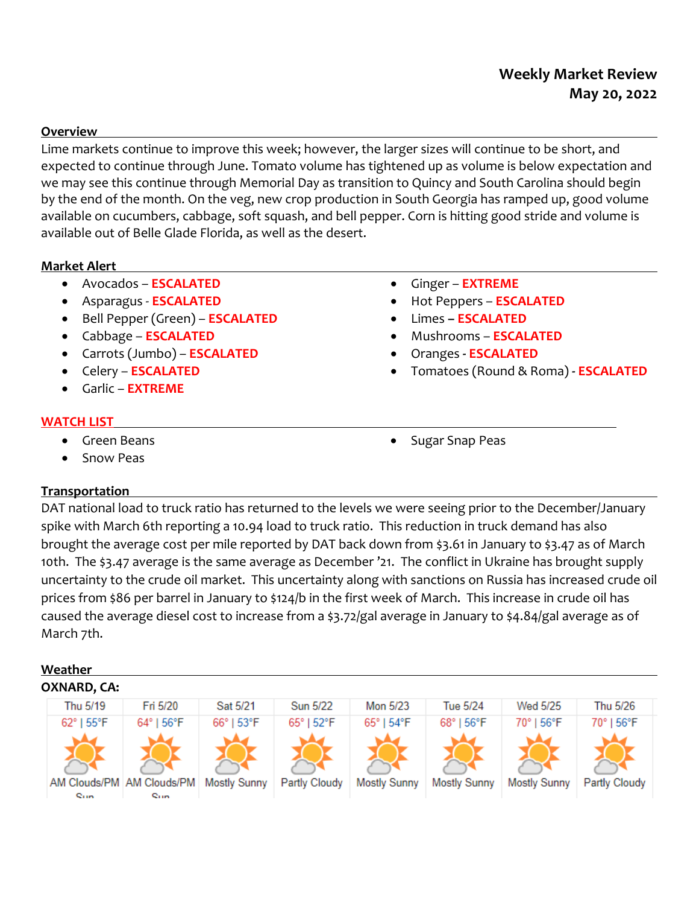# Weekly Market Review
**May 20, 2022**

## Overview

Lime markets continue to improve this week; however, the larger sizes will continue to be short, and expected to continue through June. Tomato volume has tightened up as volume is below expectation and we may see this continue through Memorial Day as transition to Quincy and South Carolina should begin by the end of the month. On the veg, new crop production in South Georgia has ramped up, good volume available on cucumbers, cabbage, soft squash, and bell pepper. Corn is hitting good stride and volume is available out of Belle Glade Florida, as well as the desert.

## Market Alert

- Avocados – **ESCALATED**
- Asparagus - **ESCALATED**
- Bell Pepper (Green) – **ESCALATED**
- Cabbage – **ESCALATED**
- Carrots (Jumbo) – **ESCALATED**
- Celery – **ESCALATED**
- Garlic – **EXTREME**
- Ginger – **EXTREME**
- Hot Peppers – **ESCALATED**
- Limes – **ESCALATED**
- Mushrooms – **ESCALATED**
- Oranges - **ESCALATED**
- Tomatoes (Round & Roma) - **ESCALATED**

## WATCH LIST

- Green Beans
- Snow Peas
- Sugar Snap Peas

## Transportation

DAT national load to truck ratio has returned to the levels we were seeing prior to the December/January spike with March 6th reporting a 10.94 load to truck ratio. This reduction in truck demand has also brought the average cost per mile reported by DAT back down from $3.61 in January to $3.47 as of March 10th. The $3.47 average is the same average as December '21. The conflict in Ukraine has brought supply uncertainty to the crude oil market. This uncertainty along with sanctions on Russia has increased crude oil prices from $86 per barrel in January to $124/b in the first week of March. This increase in crude oil has caused the average diesel cost to increase from a $3.72/gal average in January to $4.84/gal average as of March 7th.

## Weather

**OXNARD, CA:**

| Thu 5/19 | Fri 5/20 | Sat 5/21 | Sun 5/22 | Mon 5/23 | Tue 5/24 | Wed 5/25 | Thu 5/26 |
|---|---|---|---|---|---|---|---|
| 62° \| 55°F | 64° \| 56°F | 66° \| 53°F | 65° \| 52°F | 65° \| 54°F | 68° \| 56°F | 70° \| 56°F | 70° \| 56°F |
| AM Clouds/PM Sun | AM Clouds/PM Sun | Mostly Sunny | Partly Cloudy | Mostly Sunny | Mostly Sunny | Mostly Sunny | Partly Cloudy |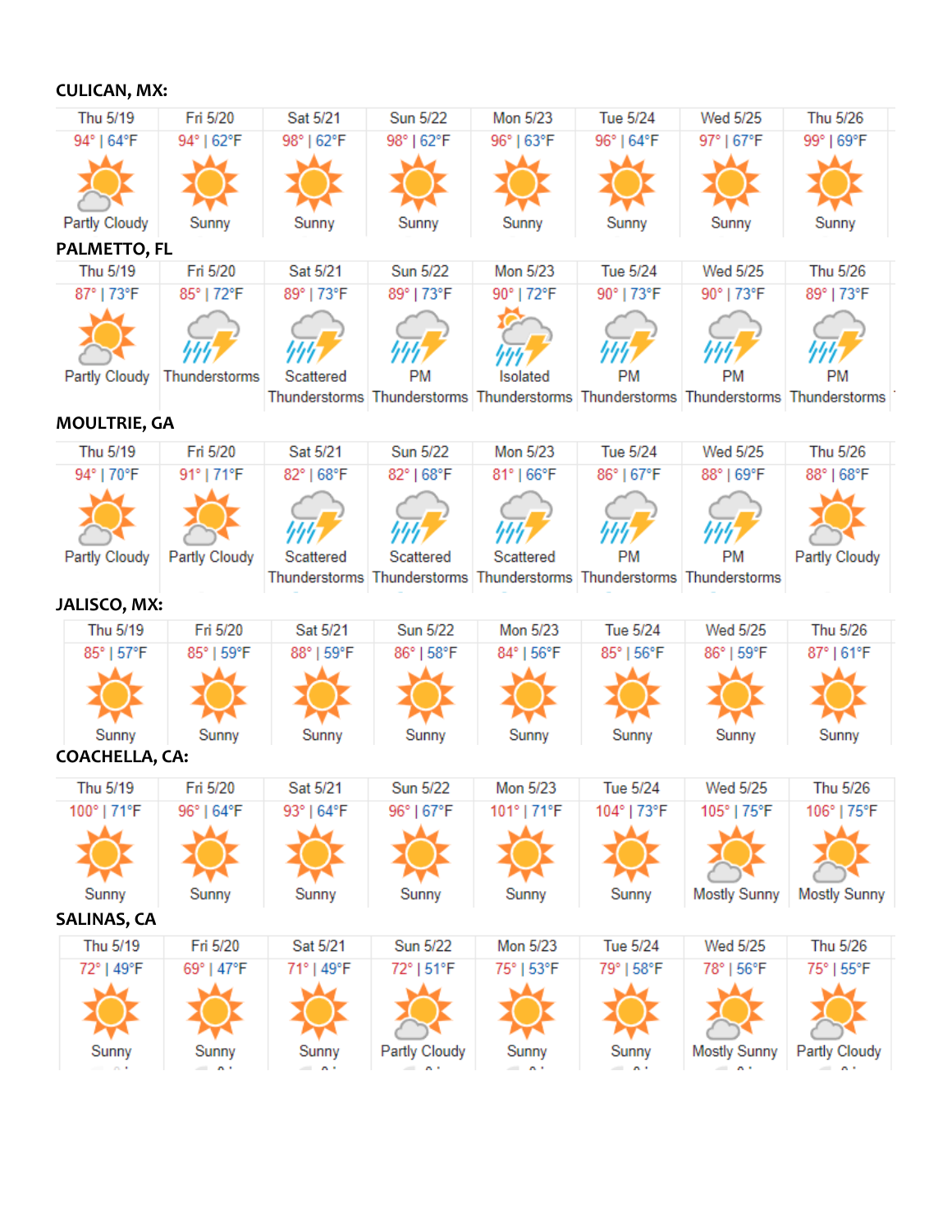**CULICAN, MX:**

| Thu 5/19 | Fri 5/20 | Sat 5/21 | Sun 5/22 | Mon 5/23 | Tue 5/24 | Wed 5/25 | Thu 5/26 |
|---|---|---|---|---|---|---|---|
| 94° \| 64°F | 94° \| 62°F | 98° \| 62°F | 98° \| 62°F | 96° \| 63°F | 96° \| 64°F | 97° \| 67°F | 99° \| 69°F |
| Partly Cloudy | Sunny | Sunny | Sunny | Sunny | Sunny | Sunny | Sunny |

**PALMETTO, FL**

| Thu 5/19 | Fri 5/20 | Sat 5/21 | Sun 5/22 | Mon 5/23 | Tue 5/24 | Wed 5/25 | Thu 5/26 |
|---|---|---|---|---|---|---|---|
| 87° \| 73°F | 85° \| 72°F | 89° \| 73°F | 89° \| 73°F | 90° \| 72°F | 90° \| 73°F | 90° \| 73°F | 89° \| 73°F |
| Partly Cloudy | Thunderstorms | Scattered Thunderstorms | PM Thunderstorms | Isolated Thunderstorms | PM Thunderstorms | PM Thunderstorms | PM Thunderstorms |

**MOULTRIE, GA**

| Thu 5/19 | Fri 5/20 | Sat 5/21 | Sun 5/22 | Mon 5/23 | Tue 5/24 | Wed 5/25 | Thu 5/26 |
|---|---|---|---|---|---|---|---|
| 94° \| 70°F | 91° \| 71°F | 82° \| 68°F | 82° \| 68°F | 81° \| 66°F | 86° \| 67°F | 88° \| 69°F | 88° \| 68°F |
| Partly Cloudy | Partly Cloudy | Scattered Thunderstorms | Scattered Thunderstorms | Scattered Thunderstorms | PM Thunderstorms | PM Thunderstorms | Partly Cloudy |

**JALISCO, MX:**

| Thu 5/19 | Fri 5/20 | Sat 5/21 | Sun 5/22 | Mon 5/23 | Tue 5/24 | Wed 5/25 | Thu 5/26 |
|---|---|---|---|---|---|---|---|
| 85° \| 57°F | 85° \| 59°F | 88° \| 59°F | 86° \| 58°F | 84° \| 56°F | 85° \| 56°F | 86° \| 59°F | 87° \| 61°F |
| Sunny | Sunny | Sunny | Sunny | Sunny | Sunny | Sunny | Sunny |

**COACHELLA, CA:**

| Thu 5/19 | Fri 5/20 | Sat 5/21 | Sun 5/22 | Mon 5/23 | Tue 5/24 | Wed 5/25 | Thu 5/26 |
|---|---|---|---|---|---|---|---|
| 100° \| 71°F | 96° \| 64°F | 93° \| 64°F | 96° \| 67°F | 101° \| 71°F | 104° \| 73°F | 105° \| 75°F | 106° \| 75°F |
| Sunny | Sunny | Sunny | Sunny | Sunny | Sunny | Mostly Sunny | Mostly Sunny |

**SALINAS, CA**

| Thu 5/19 | Fri 5/20 | Sat 5/21 | Sun 5/22 | Mon 5/23 | Tue 5/24 | Wed 5/25 | Thu 5/26 |
|---|---|---|---|---|---|---|---|
| 72° \| 49°F | 69° \| 47°F | 71° \| 49°F | 72° \| 51°F | 75° \| 53°F | 79° \| 58°F | 78° \| 56°F | 75° \| 55°F |
| Sunny | Sunny | Sunny | Partly Cloudy | Sunny | Sunny | Mostly Sunny | Partly Cloudy |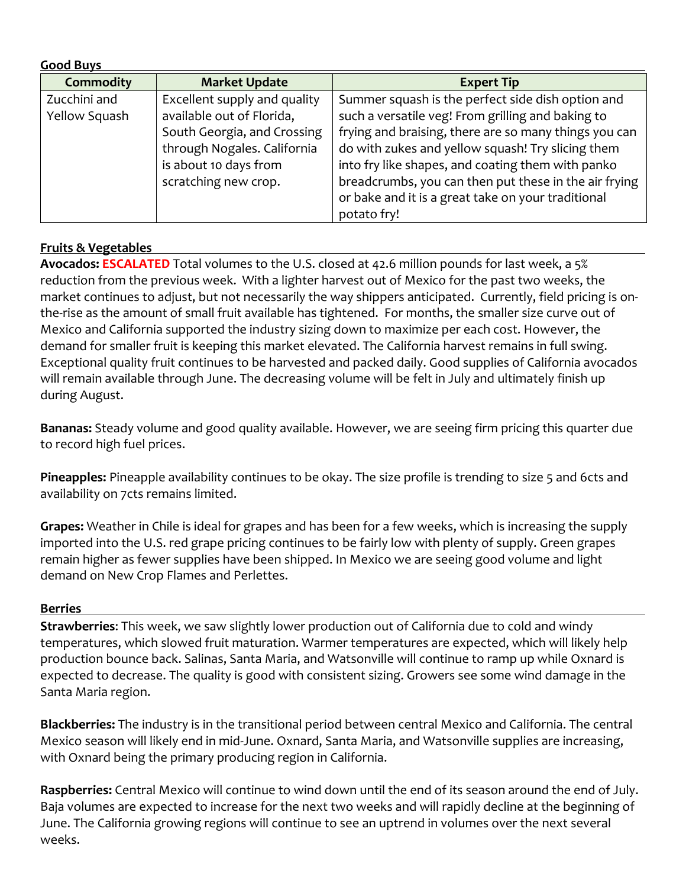## Good Buys

| Commodity | Market Update | Expert Tip |
|---|---|---|
| Zucchini and Yellow Squash | Excellent supply and quality available out of Florida, South Georgia, and Crossing through Nogales. California is about 10 days from scratching new crop. | Summer squash is the perfect side dish option and such a versatile veg! From grilling and baking to frying and braising, there are so many things you can do with zukes and yellow squash! Try slicing them into fry like shapes, and coating them with panko breadcrumbs, you can then put these in the air frying or bake and it is a great take on your traditional potato fry! |

## Fruits & Vegetables

**Avocados: ESCALATED** Total volumes to the U.S. closed at 42.6 million pounds for last week, a 5% reduction from the previous week. With a lighter harvest out of Mexico for the past two weeks, the market continues to adjust, but not necessarily the way shippers anticipated. Currently, field pricing is on-the-rise as the amount of small fruit available has tightened. For months, the smaller size curve out of Mexico and California supported the industry sizing down to maximize per each cost. However, the demand for smaller fruit is keeping this market elevated. The California harvest remains in full swing. Exceptional quality fruit continues to be harvested and packed daily. Good supplies of California avocados will remain available through June. The decreasing volume will be felt in July and ultimately finish up during August.

**Bananas:** Steady volume and good quality available. However, we are seeing firm pricing this quarter due to record high fuel prices.

**Pineapples:** Pineapple availability continues to be okay. The size profile is trending to size 5 and 6cts and availability on 7cts remains limited.

**Grapes:** Weather in Chile is ideal for grapes and has been for a few weeks, which is increasing the supply imported into the U.S. red grape pricing continues to be fairly low with plenty of supply. Green grapes remain higher as fewer supplies have been shipped. In Mexico we are seeing good volume and light demand on New Crop Flames and Perlettes.

## Berries

**Strawberries**: This week, we saw slightly lower production out of California due to cold and windy temperatures, which slowed fruit maturation. Warmer temperatures are expected, which will likely help production bounce back. Salinas, Santa Maria, and Watsonville will continue to ramp up while Oxnard is expected to decrease. The quality is good with consistent sizing. Growers see some wind damage in the Santa Maria region.

**Blackberries:** The industry is in the transitional period between central Mexico and California. The central Mexico season will likely end in mid-June. Oxnard, Santa Maria, and Watsonville supplies are increasing, with Oxnard being the primary producing region in California.

**Raspberries:** Central Mexico will continue to wind down until the end of its season around the end of July. Baja volumes are expected to increase for the next two weeks and will rapidly decline at the beginning of June. The California growing regions will continue to see an uptrend in volumes over the next several weeks.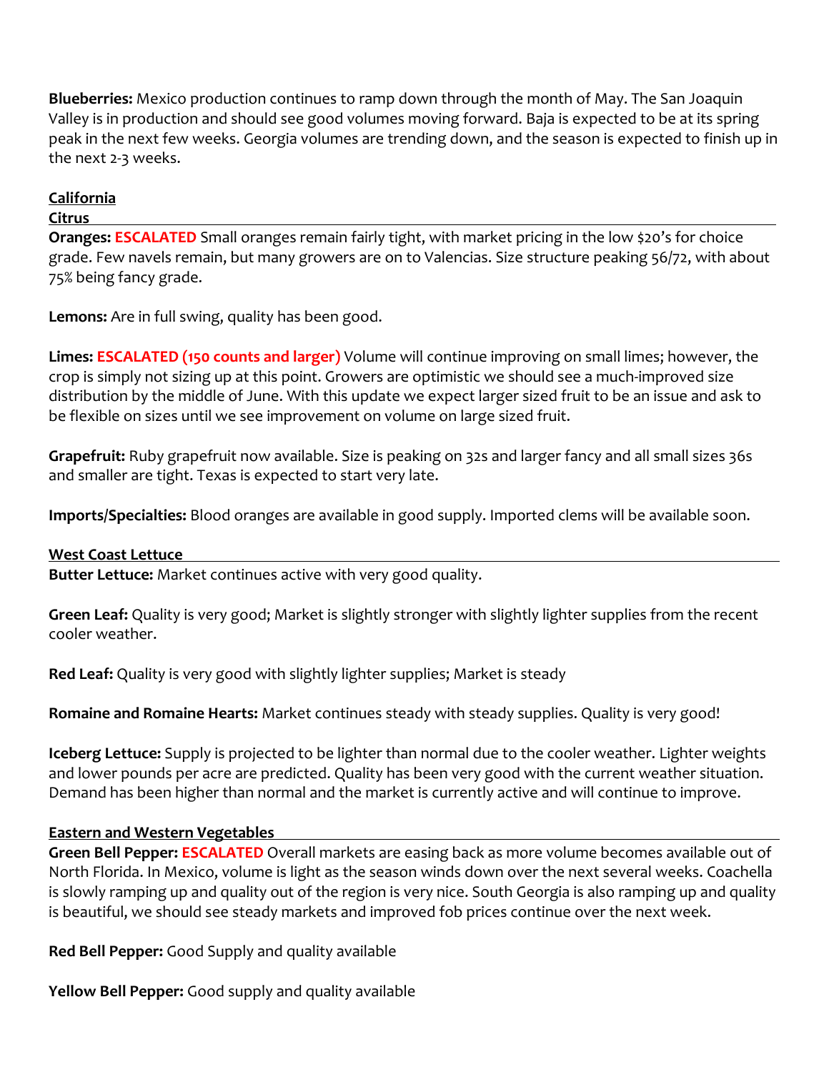**Blueberries:** Mexico production continues to ramp down through the month of May. The San Joaquin Valley is in production and should see good volumes moving forward. Baja is expected to be at its spring peak in the next few weeks. Georgia volumes are trending down, and the season is expected to finish up in the next 2-3 weeks.

## California

### Citrus

**Oranges: ESCALATED** Small oranges remain fairly tight, with market pricing in the low $20's for choice grade. Few navels remain, but many growers are on to Valencias. Size structure peaking 56/72, with about 75% being fancy grade.

**Lemons:** Are in full swing, quality has been good.

**Limes: ESCALATED (150 counts and larger)** Volume will continue improving on small limes; however, the crop is simply not sizing up at this point. Growers are optimistic we should see a much-improved size distribution by the middle of June. With this update we expect larger sized fruit to be an issue and ask to be flexible on sizes until we see improvement on volume on large sized fruit.

**Grapefruit:** Ruby grapefruit now available. Size is peaking on 32s and larger fancy and all small sizes 36s and smaller are tight. Texas is expected to start very late.

**Imports/Specialties:** Blood oranges are available in good supply. Imported clems will be available soon.

### West Coast Lettuce

**Butter Lettuce:** Market continues active with very good quality.

**Green Leaf:** Quality is very good; Market is slightly stronger with slightly lighter supplies from the recent cooler weather.

**Red Leaf:** Quality is very good with slightly lighter supplies; Market is steady

**Romaine and Romaine Hearts:** Market continues steady with steady supplies. Quality is very good!

**Iceberg Lettuce:** Supply is projected to be lighter than normal due to the cooler weather. Lighter weights and lower pounds per acre are predicted. Quality has been very good with the current weather situation. Demand has been higher than normal and the market is currently active and will continue to improve.

### Eastern and Western Vegetables

**Green Bell Pepper: ESCALATED** Overall markets are easing back as more volume becomes available out of North Florida. In Mexico, volume is light as the season winds down over the next several weeks. Coachella is slowly ramping up and quality out of the region is very nice. South Georgia is also ramping up and quality is beautiful, we should see steady markets and improved fob prices continue over the next week.

**Red Bell Pepper:** Good Supply and quality available

**Yellow Bell Pepper:** Good supply and quality available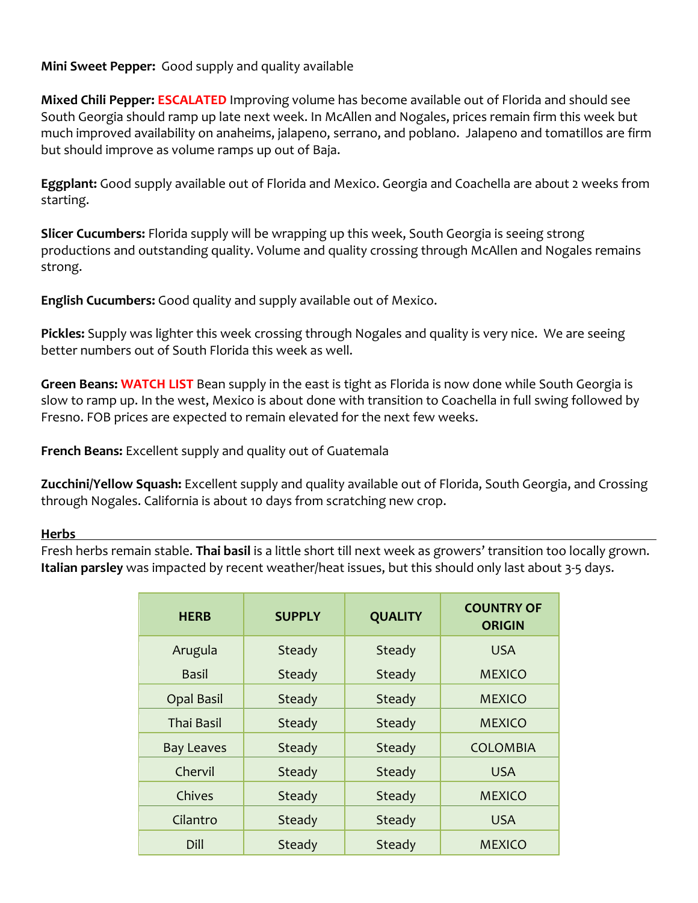**Mini Sweet Pepper:** Good supply and quality available

**Mixed Chili Pepper:** **ESCALATED** Improving volume has become available out of Florida and should see South Georgia should ramp up late next week. In McAllen and Nogales, prices remain firm this week but much improved availability on anaheims, jalapeno, serrano, and poblano. Jalapeno and tomatillos are firm but should improve as volume ramps up out of Baja.

**Eggplant:** Good supply available out of Florida and Mexico. Georgia and Coachella are about 2 weeks from starting.

**Slicer Cucumbers:** Florida supply will be wrapping up this week, South Georgia is seeing strong productions and outstanding quality. Volume and quality crossing through McAllen and Nogales remains strong.

**English Cucumbers:** Good quality and supply available out of Mexico.

**Pickles:** Supply was lighter this week crossing through Nogales and quality is very nice. We are seeing better numbers out of South Florida this week as well.

**Green Beans:** **WATCH LIST** Bean supply in the east is tight as Florida is now done while South Georgia is slow to ramp up. In the west, Mexico is about done with transition to Coachella in full swing followed by Fresno. FOB prices are expected to remain elevated for the next few weeks.

**French Beans:** Excellent supply and quality out of Guatemala

**Zucchini/Yellow Squash:** Excellent supply and quality available out of Florida, South Georgia, and Crossing through Nogales. California is about 10 days from scratching new crop.

## Herbs

Fresh herbs remain stable. **Thai basil** is a little short till next week as growers' transition too locally grown. **Italian parsley** was impacted by recent weather/heat issues, but this should only last about 3-5 days.

| HERB | SUPPLY | QUALITY | COUNTRY OF ORIGIN |
|---|---|---|---|
| Arugula | Steady | Steady | USA |
| Basil | Steady | Steady | MEXICO |
| Opal Basil | Steady | Steady | MEXICO |
| Thai Basil | Steady | Steady | MEXICO |
| Bay Leaves | Steady | Steady | COLOMBIA |
| Chervil | Steady | Steady | USA |
| Chives | Steady | Steady | MEXICO |
| Cilantro | Steady | Steady | USA |
| Dill | Steady | Steady | MEXICO |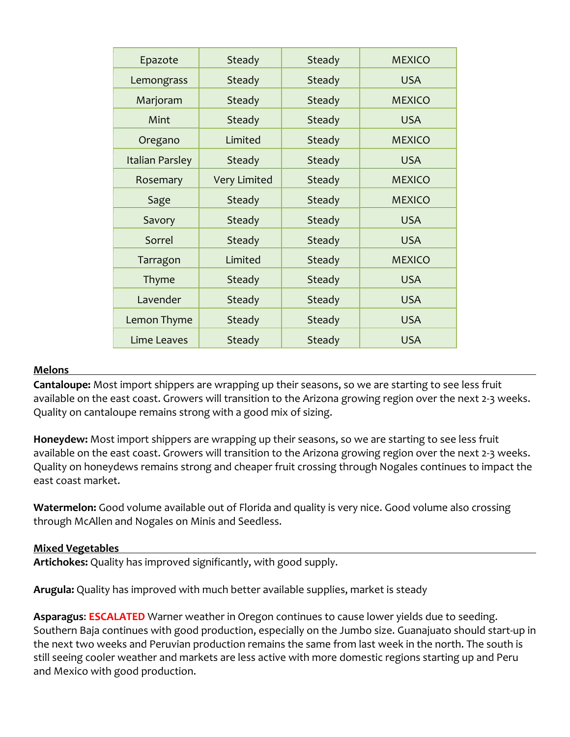| Epazote | Steady | Steady | MEXICO |
| --- | --- | --- | --- |
| Lemongrass | Steady | Steady | USA |
| Marjoram | Steady | Steady | MEXICO |
| Mint | Steady | Steady | USA |
| Oregano | Limited | Steady | MEXICO |
| Italian Parsley | Steady | Steady | USA |
| Rosemary | Very Limited | Steady | MEXICO |
| Sage | Steady | Steady | MEXICO |
| Savory | Steady | Steady | USA |
| Sorrel | Steady | Steady | USA |
| Tarragon | Limited | Steady | MEXICO |
| Thyme | Steady | Steady | USA |
| Lavender | Steady | Steady | USA |
| Lemon Thyme | Steady | Steady | USA |
| Lime Leaves | Steady | Steady | USA |

## Melons

**Cantaloupe:** Most import shippers are wrapping up their seasons, so we are starting to see less fruit available on the east coast. Growers will transition to the Arizona growing region over the next 2-3 weeks. Quality on cantaloupe remains strong with a good mix of sizing.

**Honeydew:** Most import shippers are wrapping up their seasons, so we are starting to see less fruit available on the east coast. Growers will transition to the Arizona growing region over the next 2-3 weeks. Quality on honeydews remains strong and cheaper fruit crossing through Nogales continues to impact the east coast market.

**Watermelon:** Good volume available out of Florida and quality is very nice. Good volume also crossing through McAllen and Nogales on Minis and Seedless.

## Mixed Vegetables

**Artichokes:** Quality has improved significantly, with good supply.

**Arugula:** Quality has improved with much better available supplies, market is steady

**Asparagus**: **ESCALATED** Warner weather in Oregon continues to cause lower yields due to seeding. Southern Baja continues with good production, especially on the Jumbo size. Guanajuato should start-up in the next two weeks and Peruvian production remains the same from last week in the north. The south is still seeing cooler weather and markets are less active with more domestic regions starting up and Peru and Mexico with good production.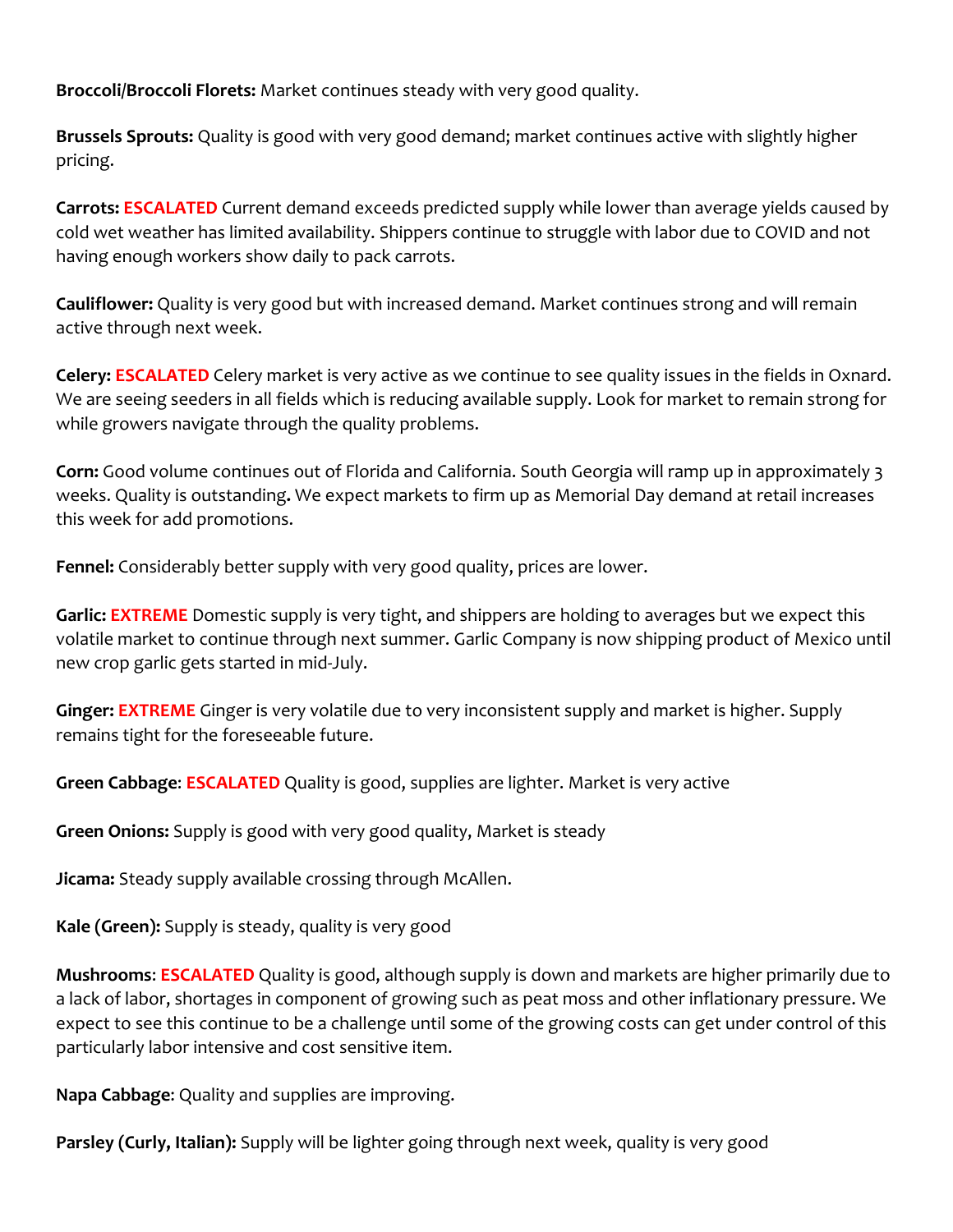**Broccoli/Broccoli Florets:** Market continues steady with very good quality.

**Brussels Sprouts:** Quality is good with very good demand; market continues active with slightly higher pricing.

**Carrots: ESCALATED** Current demand exceeds predicted supply while lower than average yields caused by cold wet weather has limited availability. Shippers continue to struggle with labor due to COVID and not having enough workers show daily to pack carrots.

**Cauliflower:** Quality is very good but with increased demand. Market continues strong and will remain active through next week.

**Celery: ESCALATED** Celery market is very active as we continue to see quality issues in the fields in Oxnard. We are seeing seeders in all fields which is reducing available supply. Look for market to remain strong for while growers navigate through the quality problems.

**Corn:** Good volume continues out of Florida and California. South Georgia will ramp up in approximately 3 weeks. Quality is outstanding**.** We expect markets to firm up as Memorial Day demand at retail increases this week for add promotions.

**Fennel:** Considerably better supply with very good quality, prices are lower.

**Garlic: EXTREME** Domestic supply is very tight, and shippers are holding to averages but we expect this volatile market to continue through next summer. Garlic Company is now shipping product of Mexico until new crop garlic gets started in mid-July.

**Ginger: EXTREME** Ginger is very volatile due to very inconsistent supply and market is higher. Supply remains tight for the foreseeable future.

**Green Cabbage**: **ESCALATED** Quality is good, supplies are lighter. Market is very active

**Green Onions:** Supply is good with very good quality, Market is steady

**Jicama:** Steady supply available crossing through McAllen.

**Kale (Green):** Supply is steady, quality is very good

**Mushrooms**: **ESCALATED** Quality is good, although supply is down and markets are higher primarily due to a lack of labor, shortages in component of growing such as peat moss and other inflationary pressure. We expect to see this continue to be a challenge until some of the growing costs can get under control of this particularly labor intensive and cost sensitive item.

**Napa Cabbage**: Quality and supplies are improving.

**Parsley (Curly, Italian):** Supply will be lighter going through next week, quality is very good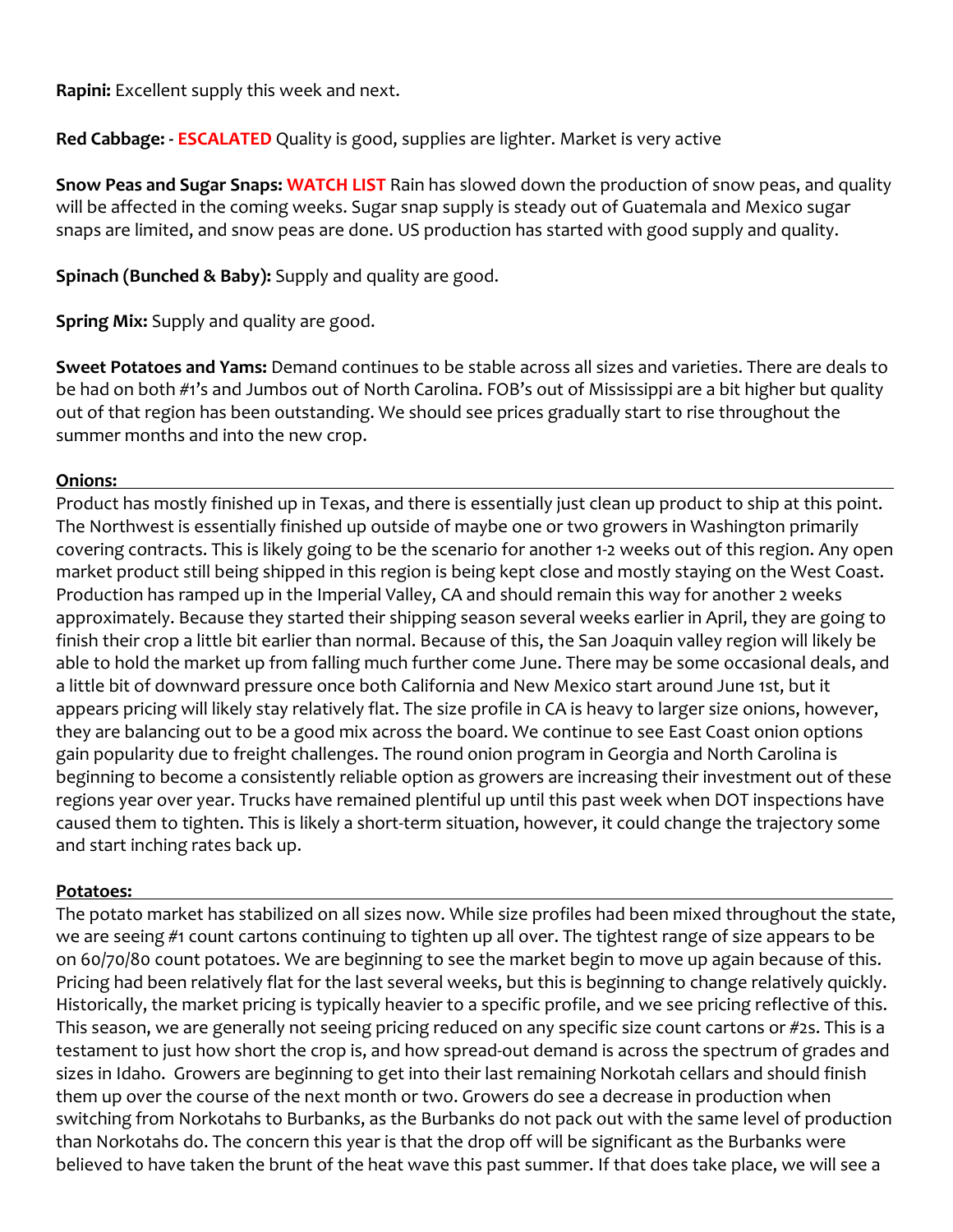**Rapini:** Excellent supply this week and next.

**Red Cabbage: - ESCALATED** Quality is good, supplies are lighter. Market is very active

**Snow Peas and Sugar Snaps: WATCH LIST** Rain has slowed down the production of snow peas, and quality will be affected in the coming weeks. Sugar snap supply is steady out of Guatemala and Mexico sugar snaps are limited, and snow peas are done. US production has started with good supply and quality.

**Spinach (Bunched & Baby):** Supply and quality are good.

**Spring Mix:** Supply and quality are good.

**Sweet Potatoes and Yams:** Demand continues to be stable across all sizes and varieties. There are deals to be had on both #1's and Jumbos out of North Carolina. FOB's out of Mississippi are a bit higher but quality out of that region has been outstanding. We should see prices gradually start to rise throughout the summer months and into the new crop.

## Onions:

Product has mostly finished up in Texas, and there is essentially just clean up product to ship at this point. The Northwest is essentially finished up outside of maybe one or two growers in Washington primarily covering contracts. This is likely going to be the scenario for another 1-2 weeks out of this region. Any open market product still being shipped in this region is being kept close and mostly staying on the West Coast. Production has ramped up in the Imperial Valley, CA and should remain this way for another 2 weeks approximately. Because they started their shipping season several weeks earlier in April, they are going to finish their crop a little bit earlier than normal. Because of this, the San Joaquin valley region will likely be able to hold the market up from falling much further come June. There may be some occasional deals, and a little bit of downward pressure once both California and New Mexico start around June 1st, but it appears pricing will likely stay relatively flat. The size profile in CA is heavy to larger size onions, however, they are balancing out to be a good mix across the board. We continue to see East Coast onion options gain popularity due to freight challenges. The round onion program in Georgia and North Carolina is beginning to become a consistently reliable option as growers are increasing their investment out of these regions year over year. Trucks have remained plentiful up until this past week when DOT inspections have caused them to tighten. This is likely a short-term situation, however, it could change the trajectory some and start inching rates back up.

## Potatoes:

The potato market has stabilized on all sizes now. While size profiles had been mixed throughout the state, we are seeing #1 count cartons continuing to tighten up all over. The tightest range of size appears to be on 60/70/80 count potatoes. We are beginning to see the market begin to move up again because of this. Pricing had been relatively flat for the last several weeks, but this is beginning to change relatively quickly. Historically, the market pricing is typically heavier to a specific profile, and we see pricing reflective of this. This season, we are generally not seeing pricing reduced on any specific size count cartons or #2s. This is a testament to just how short the crop is, and how spread-out demand is across the spectrum of grades and sizes in Idaho. Growers are beginning to get into their last remaining Norkotah cellars and should finish them up over the course of the next month or two. Growers do see a decrease in production when switching from Norkotahs to Burbanks, as the Burbanks do not pack out with the same level of production than Norkotahs do. The concern this year is that the drop off will be significant as the Burbanks were believed to have taken the brunt of the heat wave this past summer. If that does take place, we will see a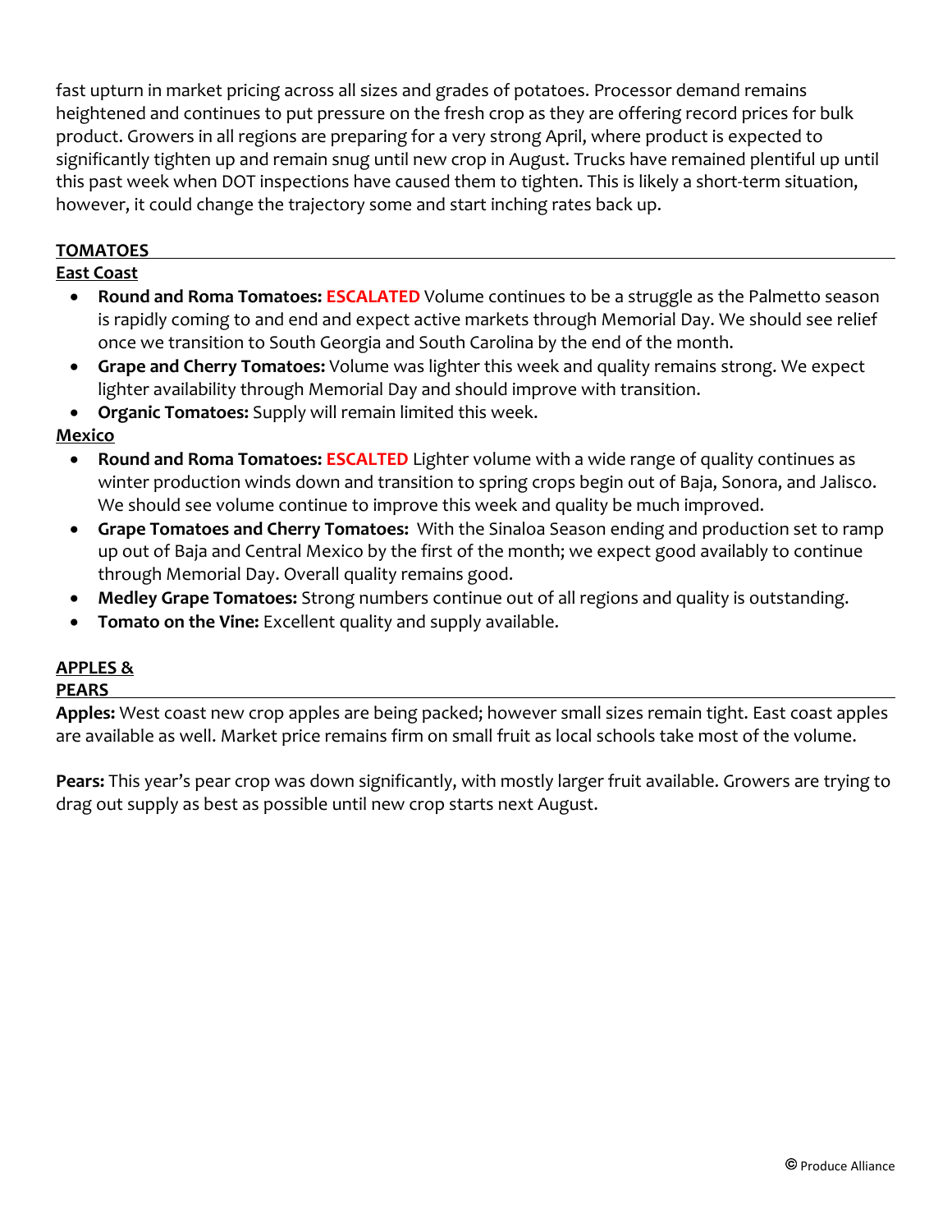fast upturn in market pricing across all sizes and grades of potatoes. Processor demand remains heightened and continues to put pressure on the fresh crop as they are offering record prices for bulk product. Growers in all regions are preparing for a very strong April, where product is expected to significantly tighten up and remain snug until new crop in August. Trucks have remained plentiful up until this past week when DOT inspections have caused them to tighten. This is likely a short-term situation, however, it could change the trajectory some and start inching rates back up.

## TOMATOES

### East Coast

- **Round and Roma Tomatoes:** ESCALATED Volume continues to be a struggle as the Palmetto season is rapidly coming to and end and expect active markets through Memorial Day. We should see relief once we transition to South Georgia and South Carolina by the end of the month.
- **Grape and Cherry Tomatoes:** Volume was lighter this week and quality remains strong. We expect lighter availability through Memorial Day and should improve with transition.
- **Organic Tomatoes:** Supply will remain limited this week.

### Mexico

- **Round and Roma Tomatoes:** ESCALTED Lighter volume with a wide range of quality continues as winter production winds down and transition to spring crops begin out of Baja, Sonora, and Jalisco. We should see volume continue to improve this week and quality be much improved.
- **Grape Tomatoes and Cherry Tomatoes:** With the Sinaloa Season ending and production set to ramp up out of Baja and Central Mexico by the first of the month; we expect good availably to continue through Memorial Day. Overall quality remains good.
- **Medley Grape Tomatoes:** Strong numbers continue out of all regions and quality is outstanding.
- **Tomato on the Vine:** Excellent quality and supply available.

## APPLES & PEARS

**Apples:** West coast new crop apples are being packed; however small sizes remain tight. East coast apples are available as well. Market price remains firm on small fruit as local schools take most of the volume.

**Pears:** This year's pear crop was down significantly, with mostly larger fruit available. Growers are trying to drag out supply as best as possible until new crop starts next August.